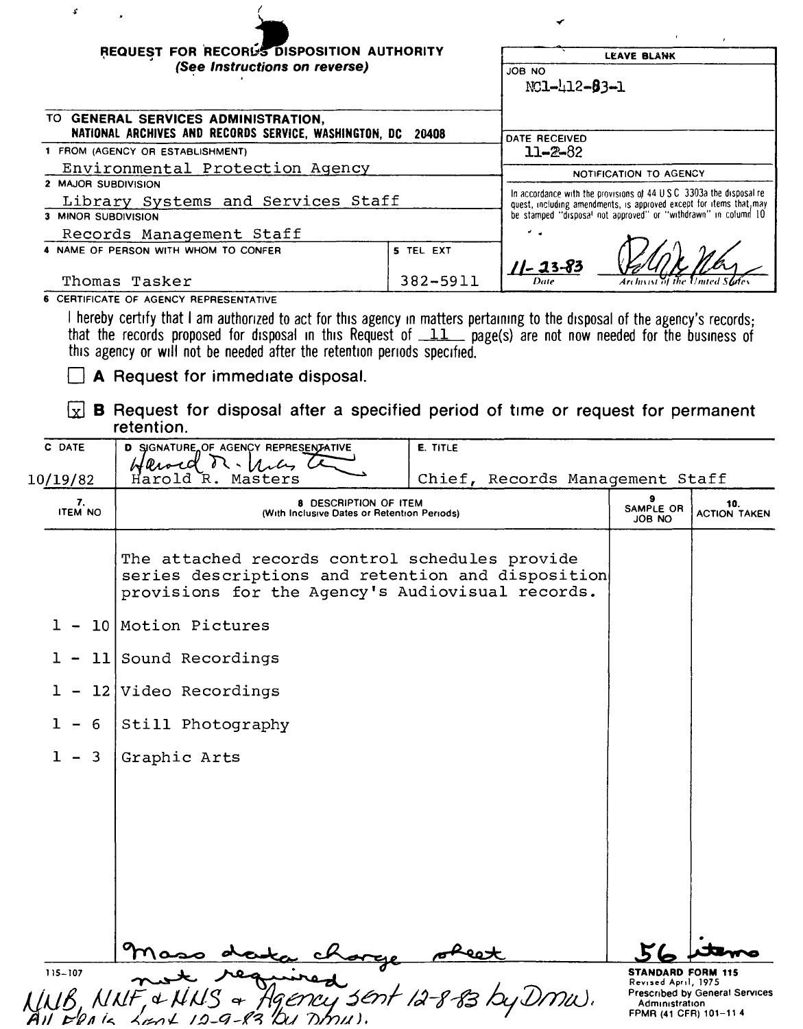# REQUEST FOR RECORDS DISPOSITION AUTHORITY

*(See Instructions on reverse)*

| LEAVE BLANK |
|---|
| JOB NO<br>NC1-412-83-1 |
| DATE RECEIVED<br>11-2-82 |
| NOTIFICATION TO AGENCY<br>In accordance with the provisions of 44 USC 3303a the disposal request, including amendments, is approved except for items that may be stamped "disposal not approved" or "withdrawn" in column 10 |
| 11-23-83 (Date) — [signature] (Archivist of the United States) |

TO **GENERAL SERVICES ADMINISTRATION, NATIONAL ARCHIVES AND RECORDS SERVICE, WASHINGTON, DC 20408**

1 FROM (AGENCY OR ESTABLISHMENT)
Environmental Protection Agency

2 MAJOR SUBDIVISION
Library Systems and Services Staff

3 MINOR SUBDIVISION
Records Management Staff

4 NAME OF PERSON WITH WHOM TO CONFER
Thomas Tasker

5 TEL EXT
382-5911

6 CERTIFICATE OF AGENCY REPRESENTATIVE

I hereby certify that I am authorized to act for this agency in matters pertaining to the disposal of the agency's records; that the records proposed for disposal in this Request of 11 page(s) are not now needed for the business of this agency or will not be needed after the retention periods specified.

☐ **A** Request for immediate disposal.

☒ **B** Request for disposal after a specified period of time or request for permanent retention.

| C DATE | D SIGNATURE OF AGENCY REPRESENTATIVE | E. TITLE |
|---|---|---|
| 10/19/82 | Harold R. Masters | Chief, Records Management Staff |

| 7. ITEM NO | 8 DESCRIPTION OF ITEM (With Inclusive Dates or Retention Periods) | 9 SAMPLE OR JOB NO | 10. ACTION TAKEN |
|---|---|---|---|
| | The attached records control schedules provide series descriptions and retention and disposition provisions for the Agency's Audiovisual records. | | |
| 1 - 10 | Motion Pictures | | |
| 1 - 11 | Sound Recordings | | |
| 1 - 12 | Video Recordings | | |
| 1 - 6 | Still Photography | | |
| 1 - 3 | Graphic Arts | | |
| | Mass data change sheet not required | 56 items | |

NNB, NNF, & NNS & Agency sent 12-8-83 by DMW.
All FRCs sent 12-9-83 by DMW.

115-107

**STANDARD FORM 115**
Revised April, 1975
Prescribed by General Services Administration
FPMR (41 CFR) 101-11 4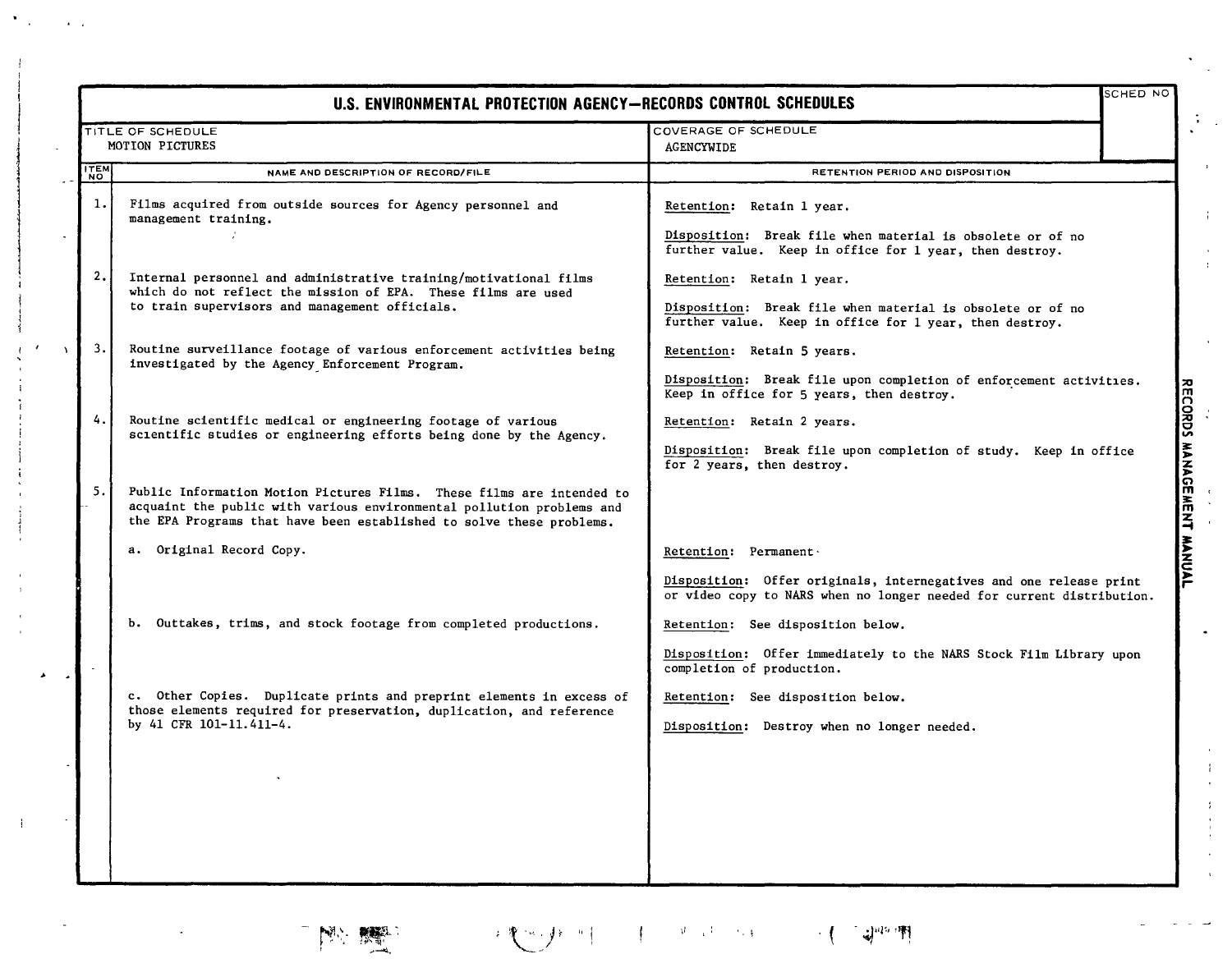# U.S. ENVIRONMENTAL PROTECTION AGENCY—RECORDS CONTROL SCHEDULES

SCHED NO

TITLE OF SCHEDULE: MOTION PICTURES

COVERAGE OF SCHEDULE: AGENCYWIDE

| ITEM NO | NAME AND DESCRIPTION OF RECORD/FILE | RETENTION PERIOD AND DISPOSITION |
|---|---|---|
| 1. | Films acquired from outside sources for Agency personnel and management training. | Retention: Retain 1 year.<br><br>Disposition: Break file when material is obsolete or of no further value. Keep in office for 1 year, then destroy. |
| 2. | Internal personnel and administrative training/motivational films which do not reflect the mission of EPA. These films are used to train supervisors and management officials. | Retention: Retain 1 year.<br><br>Disposition: Break file when material is obsolete or of no further value. Keep in office for 1 year, then destroy. |
| 3. | Routine surveillance footage of various enforcement activities being investigated by the Agency Enforcement Program. | Retention: Retain 5 years.<br><br>Disposition: Break file upon completion of enforcement activities. Keep in office for 5 years, then destroy. |
| 4. | Routine scientific medical or engineering footage of various scientific studies or engineering efforts being done by the Agency. | Retention: Retain 2 years.<br><br>Disposition: Break file upon completion of study. Keep in office for 2 years, then destroy. |
| 5. | Public Information Motion Pictures Films. These films are intended to acquaint the public with various environmental pollution problems and the EPA Programs that have been established to solve these problems. | |
| | a. Original Record Copy. | Retention: Permanent.<br><br>Disposition: Offer originals, internegatives and one release print or video copy to NARS when no longer needed for current distribution. |
| | b. Outtakes, trims, and stock footage from completed productions. | Retention: See disposition below.<br><br>Disposition: Offer immediately to the NARS Stock Film Library upon completion of production. |
| | c. Other Copies. Duplicate prints and preprint elements in excess of those elements required for preservation, duplication, and reference by 41 CFR 101-11.411-4. | Retention: See disposition below.<br><br>Disposition: Destroy when no longer needed. |

RECORDS MANAGEMENT MANUAL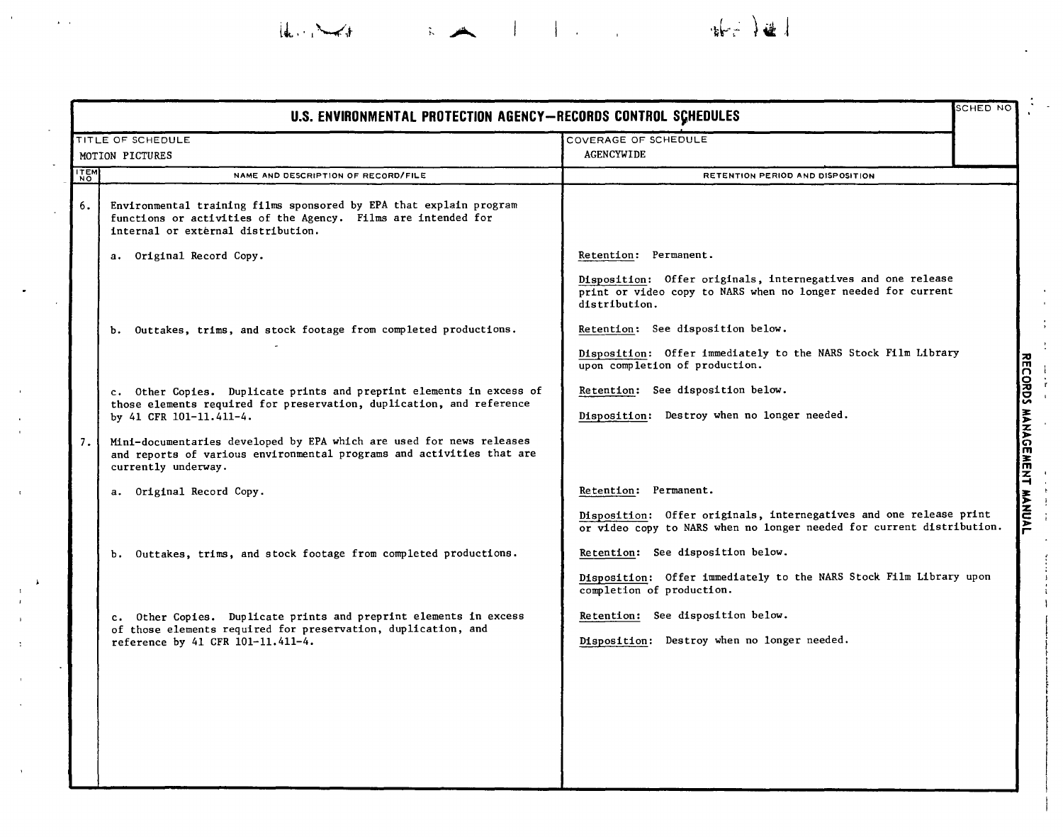# U.S. ENVIRONMENTAL PROTECTION AGENCY—RECORDS CONTROL SCHEDULES

| TITLE OF SCHEDULE | COVERAGE OF SCHEDULE | SCHED NO |
|---|---|---|
| MOTION PICTURES | AGENCYWIDE | |

| ITEM NO | NAME AND DESCRIPTION OF RECORD/FILE | RETENTION PERIOD AND DISPOSITION |
|---|---|---|
| 6. | Environmental training films sponsored by EPA that explain program functions or activities of the Agency. Films are intended for internal or external distribution. | |
| | a. Original Record Copy. | Retention: Permanent.<br><br>Disposition: Offer originals, internegatives and one release print or video copy to NARS when no longer needed for current distribution. |
| | b. Outtakes, trims, and stock footage from completed productions. | Retention: See disposition below.<br><br>Disposition: Offer immediately to the NARS Stock Film Library upon completion of production. |
| | c. Other Copies. Duplicate prints and preprint elements in excess of those elements required for preservation, duplication, and reference by 41 CFR 101-11.411-4. | Retention: See disposition below.<br><br>Disposition: Destroy when no longer needed. |
| 7. | Mini-documentaries developed by EPA which are used for news releases and reports of various environmental programs and activities that are currently underway. | |
| | a. Original Record Copy. | Retention: Permanent.<br><br>Disposition: Offer originals, internegatives and one release print or video copy to NARS when no longer needed for current distribution. |
| | b. Outtakes, trims, and stock footage from completed productions. | Retention: See disposition below.<br><br>Disposition: Offer immediately to the NARS Stock Film Library upon completion of production. |
| | c. Other Copies. Duplicate prints and preprint elements in excess of those elements required for preservation, duplication, and reference by 41 CFR 101-11.411-4. | Retention: See disposition below.<br><br>Disposition: Destroy when no longer needed. |

RECORDS MANAGEMENT MANUAL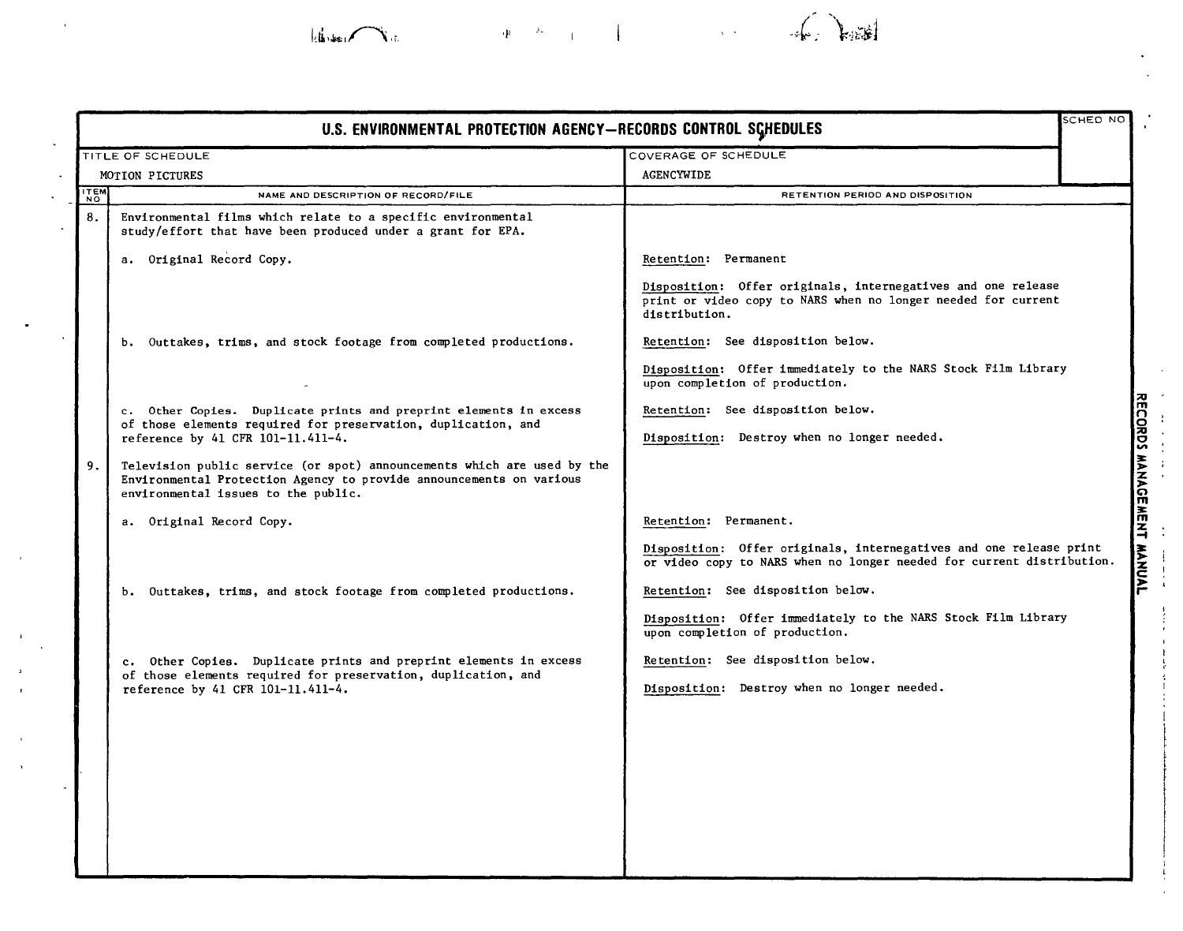# U.S. ENVIRONMENTAL PROTECTION AGENCY—RECORDS CONTROL SCHEDULES

| TITLE OF SCHEDULE | COVERAGE OF SCHEDULE | SCHED NO |
|---|---|---|
| MOTION PICTURES | AGENCYWIDE | |

| ITEM NO | NAME AND DESCRIPTION OF RECORD/FILE | RETENTION PERIOD AND DISPOSITION |
|---|---|---|
| 8. | Environmental films which relate to a specific environmental study/effort that have been produced under a grant for EPA. | |
| | a. Original Record Copy. | Retention: Permanent<br><br>Disposition: Offer originals, internegatives and one release print or video copy to NARS when no longer needed for current distribution. |
| | b. Outtakes, trims, and stock footage from completed productions. | Retention: See disposition below.<br><br>Disposition: Offer immediately to the NARS Stock Film Library upon completion of production. |
| | c. Other Copies. Duplicate prints and preprint elements in excess of those elements required for preservation, duplication, and reference by 41 CFR 101-11.411-4. | Retention: See disposition below.<br><br>Disposition: Destroy when no longer needed. |
| 9. | Television public service (or spot) announcements which are used by the Environmental Protection Agency to provide announcements on various environmental issues to the public. | |
| | a. Original Record Copy. | Retention: Permanent.<br><br>Disposition: Offer originals, internegatives and one release print or video copy to NARS when no longer needed for current distribution. |
| | b. Outtakes, trims, and stock footage from completed productions. | Retention: See disposition below.<br><br>Disposition: Offer immediately to the NARS Stock Film Library upon completion of production. |
| | c. Other Copies. Duplicate prints and preprint elements in excess of those elements required for preservation, duplication, and reference by 41 CFR 101-11.411-4. | Retention: See disposition below.<br><br>Disposition: Destroy when no longer needed. |

RECORDS MANAGEMENT MANUAL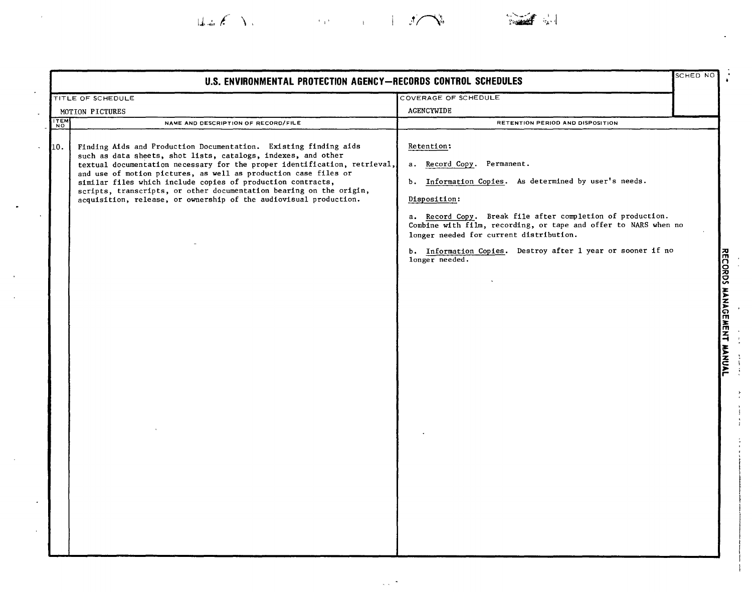# U.S. ENVIRONMENTAL PROTECTION AGENCY—RECORDS CONTROL SCHEDULES

| TITLE OF SCHEDULE | COVERAGE OF SCHEDULE | SCHED NO |
|---|---|---|
| MOTION PICTURES | AGENCYWIDE | |

| ITEM NO | NAME AND DESCRIPTION OF RECORD/FILE | RETENTION PERIOD AND DISPOSITION |
|---|---|---|
| 10. | Finding Aids and Production Documentation. Existing finding aids such as data sheets, shot lists, catalogs, indexes, and other textual documentation necessary for the proper identification, retrieval, and use of motion pictures, as well as production case files or similar files which include copies of production contracts, scripts, transcripts, or other documentation bearing on the origin, acquisition, release, or ownership of the audiovisual production. | Retention:<br><br>a. Record Copy. Permanent.<br><br>b. Information Copies. As determined by user's needs.<br><br>Disposition:<br><br>a. Record Copy. Break file after completion of production. Combine with film, recording, or tape and offer to NARS when no longer needed for current distribution.<br><br>b. Information Copies. Destroy after 1 year or sooner if no longer needed. |

RECORDS MANAGEMENT MANUAL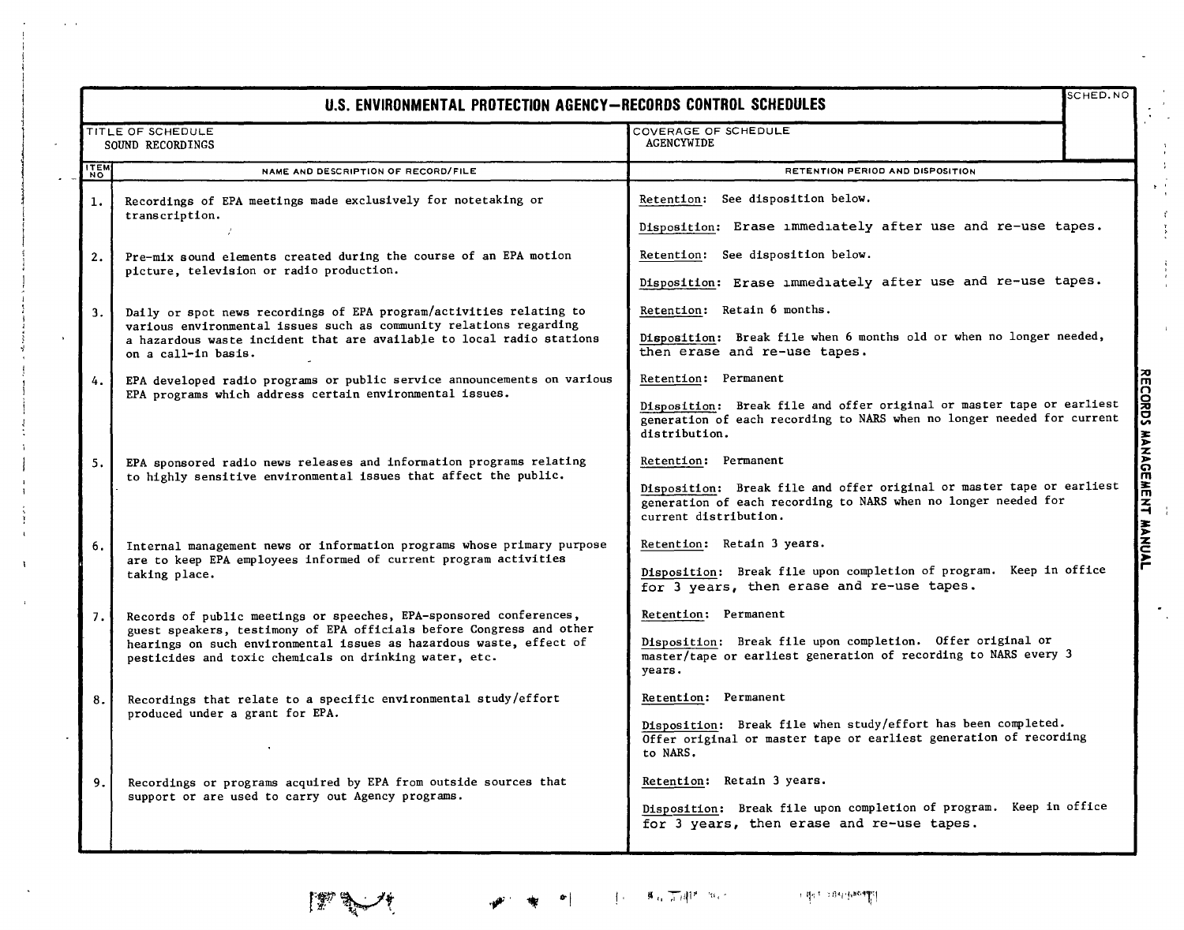# U.S. ENVIRONMENTAL PROTECTION AGENCY—RECORDS CONTROL SCHEDULES

SCHED. NO

TITLE OF SCHEDULE: SOUND RECORDINGS

COVERAGE OF SCHEDULE: AGENCYWIDE

| ITEM NO | NAME AND DESCRIPTION OF RECORD/FILE | RETENTION PERIOD AND DISPOSITION |
|---|---|---|
| 1. | Recordings of EPA meetings made exclusively for notetaking or transcription. | Retention: See disposition below.<br><br>Disposition: Erase immediately after use and re-use tapes. |
| 2. | Pre-mix sound elements created during the course of an EPA motion picture, television or radio production. | Retention: See disposition below.<br><br>Disposition: Erase immediately after use and re-use tapes. |
| 3. | Daily or spot news recordings of EPA program/activities relating to various environmental issues such as community relations regarding a hazardous waste incident that are available to local radio stations on a call-in basis. | Retention: Retain 6 months.<br><br>Disposition: Break file when 6 months old or when no longer needed, then erase and re-use tapes. |
| 4. | EPA developed radio programs or public service announcements on various EPA programs which address certain environmental issues. | Retention: Permanent<br><br>Disposition: Break file and offer original or master tape or earliest generation of each recording to NARS when no longer needed for current distribution. |
| 5. | EPA sponsored radio news releases and information programs relating to highly sensitive environmental issues that affect the public. | Retention: Permanent<br><br>Disposition: Break file and offer original or master tape or earliest generation of each recording to NARS when no longer needed for current distribution. |
| 6. | Internal management news or information programs whose primary purpose are to keep EPA employees informed of current program activities taking place. | Retention: Retain 3 years.<br><br>Disposition: Break file upon completion of program. Keep in office for 3 years, then erase and re-use tapes. |
| 7. | Records of public meetings or speeches, EPA-sponsored conferences, guest speakers, testimony of EPA officials before Congress and other hearings on such environmental issues as hazardous waste, effect of pesticides and toxic chemicals on drinking water, etc. | Retention: Permanent<br><br>Disposition: Break file upon completion. Offer original or master/tape or earliest generation of recording to NARS every 3 years. |
| 8. | Recordings that relate to a specific environmental study/effort produced under a grant for EPA. | Retention: Permanent<br><br>Disposition: Break file when study/effort has been completed. Offer original or master tape or earliest generation of recording to NARS. |
| 9. | Recordings or programs acquired by EPA from outside sources that support or are used to carry out Agency programs. | Retention: Retain 3 years.<br><br>Disposition: Break file upon completion of program. Keep in office for 3 years, then erase and re-use tapes. |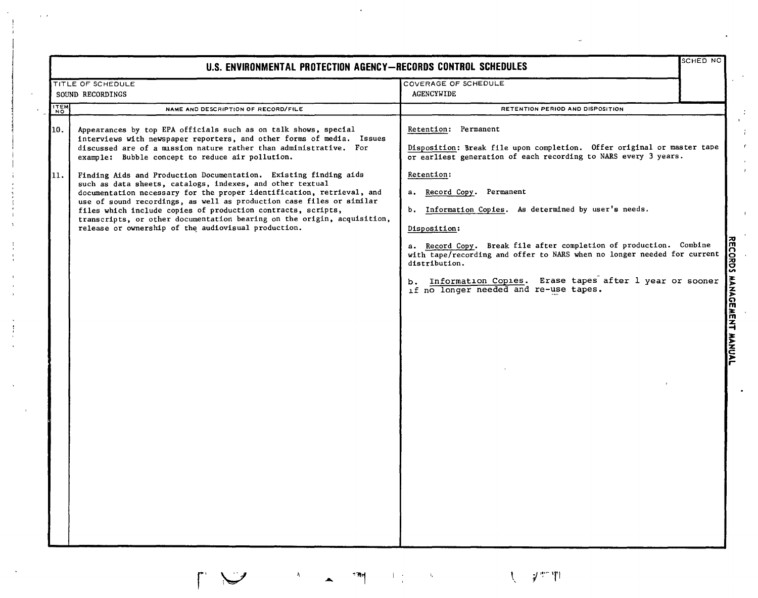# U.S. ENVIRONMENTAL PROTECTION AGENCY—RECORDS CONTROL SCHEDULES

| TITLE OF SCHEDULE | COVERAGE OF SCHEDULE | SCHED NO |
|---|---|---|
| SOUND RECORDINGS | AGENCYWIDE | |

| ITEM NO | NAME AND DESCRIPTION OF RECORD/FILE | RETENTION PERIOD AND DISPOSITION |
|---|---|---|
| 10. | Appearances by top EPA officials such as on talk shows, special interviews with newspaper reporters, and other forms of media. Issues discussed are of a mission nature rather than administrative. For example: Bubble concept to reduce air pollution. | Retention: Permanent<br><br>Disposition: Break file upon completion. Offer original or master tape or earliest generation of each recording to NARS every 3 years. |
| 11. | Finding Aids and Production Documentation. Existing finding aids such as data sheets, catalogs, indexes, and other textual documentation necessary for the proper identification, retrieval, and use of sound recordings, as well as production case files or similar files which include copies of production contracts, scripts, transcripts, or other documentation bearing on the origin, acquisition, release or ownership of the audiovisual production. | Retention:<br><br>a. Record Copy. Permanent<br><br>b. Information Copies. As determined by user's needs.<br><br>Disposition:<br><br>a. Record Copy. Break file after completion of production. Combine with tape/recording and offer to NARS when no longer needed for current distribution.<br><br>b. Information Copies. Erase tapes after 1 year or sooner if no longer needed and re-use tapes. |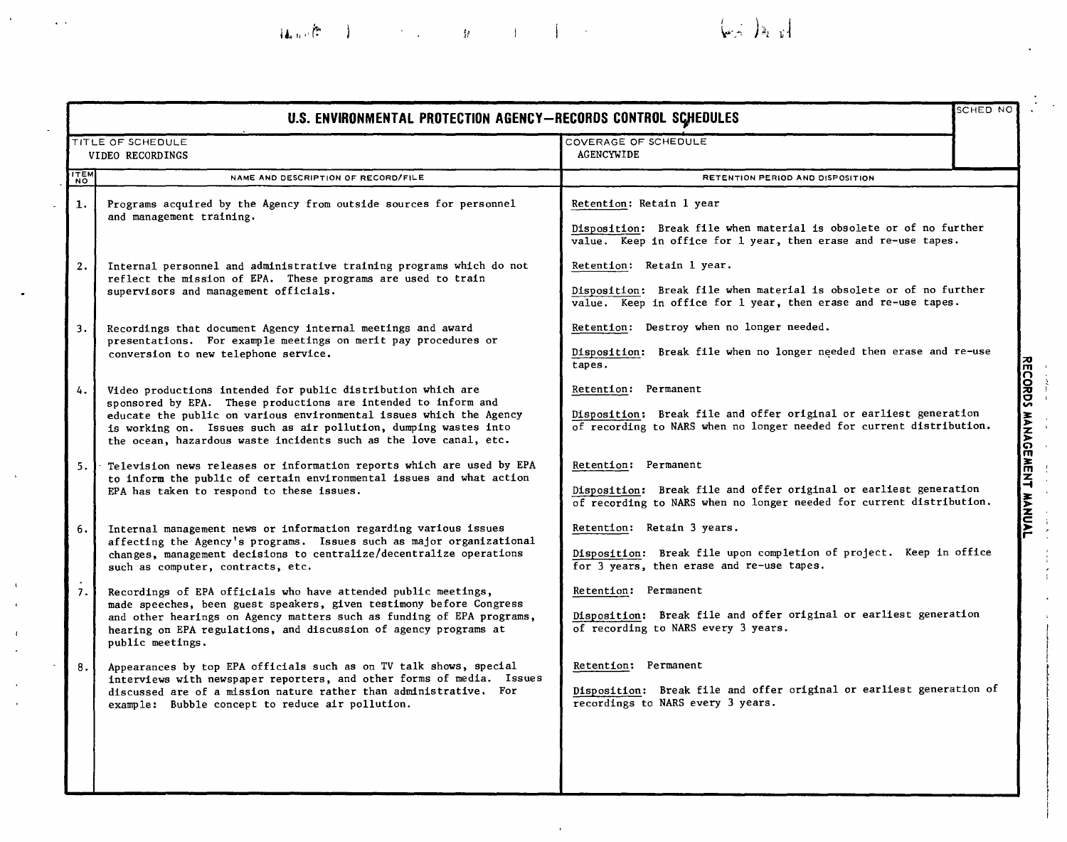# U.S. ENVIRONMENTAL PROTECTION AGENCY—RECORDS CONTROL SCHEDULES

SCHED NO

TITLE OF SCHEDULE: VIDEO RECORDINGS

COVERAGE OF SCHEDULE: AGENCYWIDE

| ITEM NO | NAME AND DESCRIPTION OF RECORD/FILE | RETENTION PERIOD AND DISPOSITION |
|---|---|---|
| 1. | Programs acquired by the Agency from outside sources for personnel and management training. | Retention: Retain 1 year<br><br>Disposition: Break file when material is obsolete or of no further value. Keep in office for 1 year, then erase and re-use tapes. |
| 2. | Internal personnel and administrative training programs which do not reflect the mission of EPA. These programs are used to train supervisors and management officials. | Retention: Retain 1 year.<br><br>Disposition: Break file when material is obsolete or of no further value. Keep in office for 1 year, then erase and re-use tapes. |
| 3. | Recordings that document Agency internal meetings and award presentations. For example meetings on merit pay procedures or conversion to new telephone service. | Retention: Destroy when no longer needed.<br><br>Disposition: Break file when no longer needed then erase and re-use tapes. |
| 4. | Video productions intended for public distribution which are sponsored by EPA. These productions are intended to inform and educate the public on various environmental issues which the Agency is working on. Issues such as air pollution, dumping wastes into the ocean, hazardous waste incidents such as the love canal, etc. | Retention: Permanent<br><br>Disposition: Break file and offer original or earliest generation of recording to NARS when no longer needed for current distribution. |
| 5. | Television news releases or information reports which are used by EPA to inform the public of certain environmental issues and what action EPA has taken to respond to these issues. | Retention: Permanent<br><br>Disposition: Break file and offer original or earliest generation of recording to NARS when no longer needed for current distribution. |
| 6. | Internal management news or information regarding various issues affecting the Agency's programs. Issues such as major organizational changes, management decisions to centralize/decentralize operations such as computer, contracts, etc. | Retention: Retain 3 years.<br><br>Disposition: Break file upon completion of project. Keep in office for 3 years, then erase and re-use tapes. |
| 7. | Recordings of EPA officials who have attended public meetings, made speeches, been guest speakers, given testimony before Congress and other hearings on Agency matters such as funding of EPA programs, hearing on EPA regulations, and discussion of agency programs at public meetings. | Retention: Permanent<br><br>Disposition: Break file and offer original or earliest generation of recording to NARS every 3 years. |
| 8. | Appearances by top EPA officials such as on TV talk shows, special interviews with newspaper reporters, and other forms of media. Issues discussed are of a mission nature rather than administrative. For example: Bubble concept to reduce air pollution. | Retention: Permanent<br><br>Disposition: Break file and offer original or earliest generation of recordings to NARS every 3 years. |

RECORDS MANAGEMENT MANUAL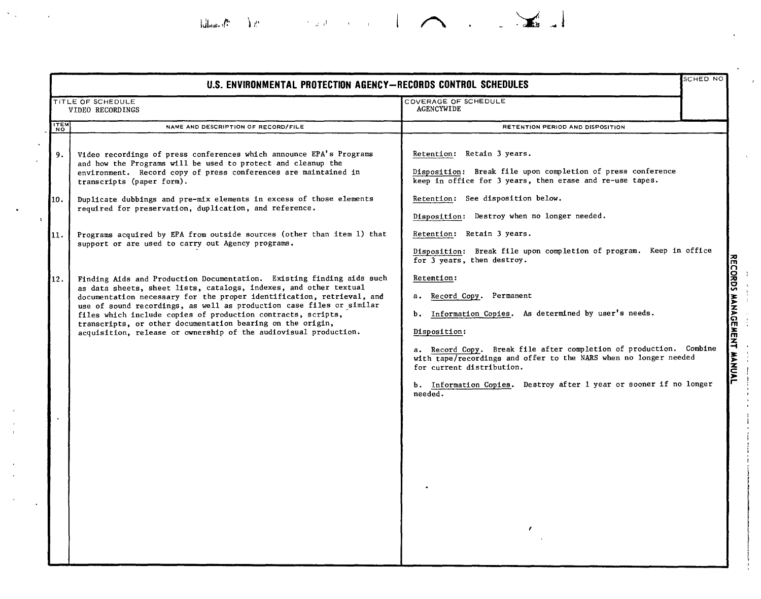# U.S. ENVIRONMENTAL PROTECTION AGENCY—RECORDS CONTROL SCHEDULES

| TITLE OF SCHEDULE | COVERAGE OF SCHEDULE | SCHED NO |
|---|---|---|
| VIDEO RECORDINGS | AGENCYWIDE | |

| ITEM NO | NAME AND DESCRIPTION OF RECORD/FILE | RETENTION PERIOD AND DISPOSITION |
|---|---|---|
| 9. | Video recordings of press conferences which announce EPA's Programs and how the Programs will be used to protect and cleanup the environment. Record copy of press conferences are maintained in transcripts (paper form). | Retention: Retain 3 years.<br><br>Disposition: Break file upon completion of press conference keep in office for 3 years, then erase and re-use tapes. |
| 10. | Duplicate dubbings and pre-mix elements in excess of those elements required for preservation, duplication, and reference. | Retention: See disposition below.<br><br>Disposition: Destroy when no longer needed. |
| 11. | Programs acquired by EPA from outside sources (other than item 1) that support or are used to carry out Agency programs. | Retention: Retain 3 years.<br><br>Disposition: Break file upon completion of program. Keep in office for 3 years, then destroy. |
| 12. | Finding Aids and Production Documentation. Existing finding aids such as data sheets, sheet lists, catalogs, indexes, and other textual documentation necessary for the proper identification, retrieval, and use of sound recordings, as well as production case files or similar files which include copies of production contracts, scripts, transcripts, or other documentation bearing on the origin, acquisition, release or ownership of the audiovisual production. | Retention:<br><br>a. Record Copy. Permanent<br><br>b. Information Copies. As determined by user's needs.<br><br>Disposition:<br><br>a. Record Copy. Break file after completion of production. Combine with tape/recordings and offer to the NARS when no longer needed for current distribution.<br><br>b. Information Copies. Destroy after 1 year or sooner if no longer needed. |

RECORDS MANAGEMENT MANUAL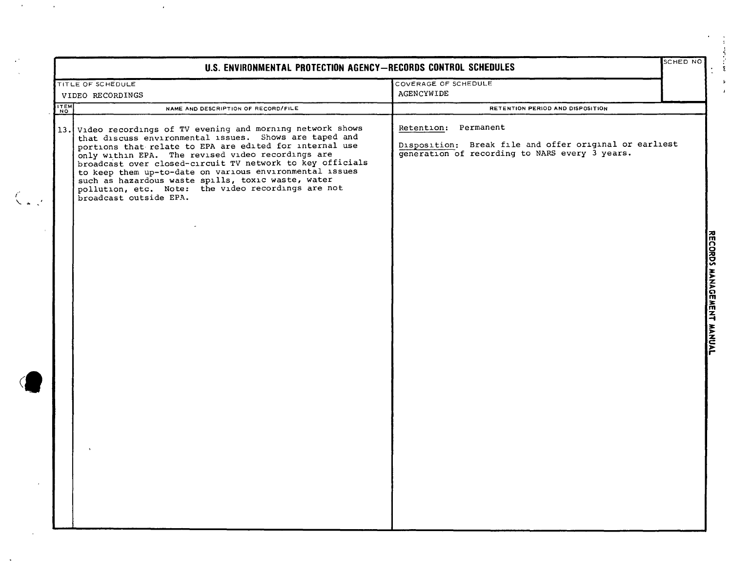# U.S. ENVIRONMENTAL PROTECTION AGENCY—RECORDS CONTROL SCHEDULES

| TITLE OF SCHEDULE | COVERAGE OF SCHEDULE | SCHED NO |
|---|---|---|
| VIDEO RECORDINGS | AGENCYWIDE | |

| ITEM NO | NAME AND DESCRIPTION OF RECORD/FILE | RETENTION PERIOD AND DISPOSITION |
|---|---|---|
| 13. | Video recordings of TV evening and morning network shows that discuss environmental issues. Shows are taped and portions that relate to EPA are edited for internal use only within EPA. The revised video recordings are broadcast over closed-circuit TV network to key officials to keep them up-to-date on various environmental issues such as hazardous waste spills, toxic waste, water pollution, etc. Note: the video recordings are not broadcast outside EPA. | Retention: Permanent<br><br>Disposition: Break file and offer original or earliest generation of recording to NARS every 3 years. |

RECORDS MANAGEMENT MANUAL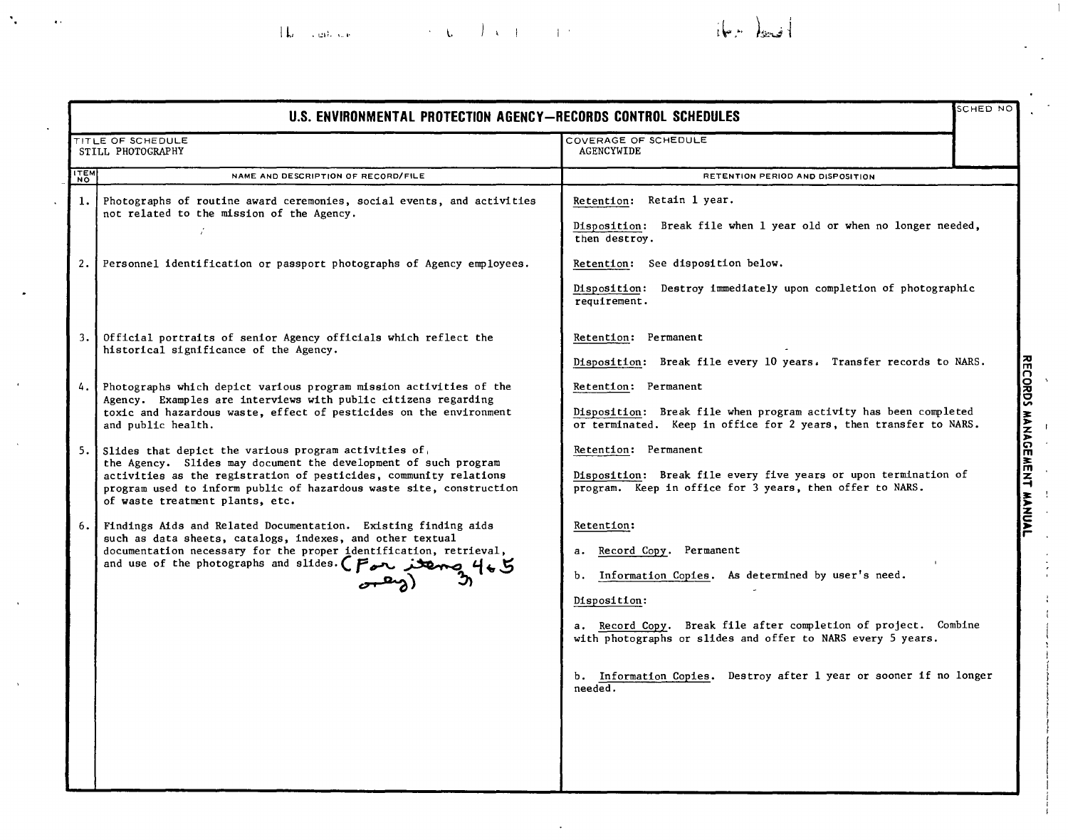# U.S. ENVIRONMENTAL PROTECTION AGENCY—RECORDS CONTROL SCHEDULES

SCHED NO

| TITLE OF SCHEDULE | COVERAGE OF SCHEDULE |
|---|---|
| STILL PHOTOGRAPHY | AGENCYWIDE |

| ITEM NO | NAME AND DESCRIPTION OF RECORD/FILE | RETENTION PERIOD AND DISPOSITION |
|---|---|---|
| 1. | Photographs of routine award ceremonies, social events, and activities not related to the mission of the Agency. | Retention: Retain 1 year.<br><br>Disposition: Break file when 1 year old or when no longer needed, then destroy. |
| 2. | Personnel identification or passport photographs of Agency employees. | Retention: See disposition below.<br><br>Disposition: Destroy immediately upon completion of photographic requirement. |
| 3. | Official portraits of senior Agency officials which reflect the historical significance of the Agency. | Retention: Permanent<br><br>Disposition: Break file every 10 years. Transfer records to NARS. |
| 4. | Photographs which depict various program mission activities of the Agency. Examples are interviews with public citizens regarding toxic and hazardous waste, effect of pesticides on the environment and public health. | Retention: Permanent<br><br>Disposition: Break file when program activity has been completed or terminated. Keep in office for 2 years, then transfer to NARS. |
| 5. | Slides that depict the various program activities of the Agency. Slides may document the development of such program activities as the registration of pesticides, community relations program used to inform public of hazardous waste site, construction of waste treatment plants, etc. | Retention: Permanent<br><br>Disposition: Break file every five years or upon termination of program. Keep in office for 3 years, then offer to NARS. |
| 6. | Findings Aids and Related Documentation. Existing finding aids such as data sheets, catalogs, indexes, and other textual documentation necessary for the proper identification, retrieval, and use of the photographs and slides. (For items 3, 4 & 5 only) | Retention:<br><br>a. Record Copy. Permanent<br><br>b. Information Copies. As determined by user's need.<br><br>Disposition:<br><br>a. Record Copy. Break file after completion of project. Combine with photographs or slides and offer to NARS every 5 years.<br><br>b. Information Copies. Destroy after 1 year or sooner if no longer needed. |

RECORDS MANAGEMENT MANUAL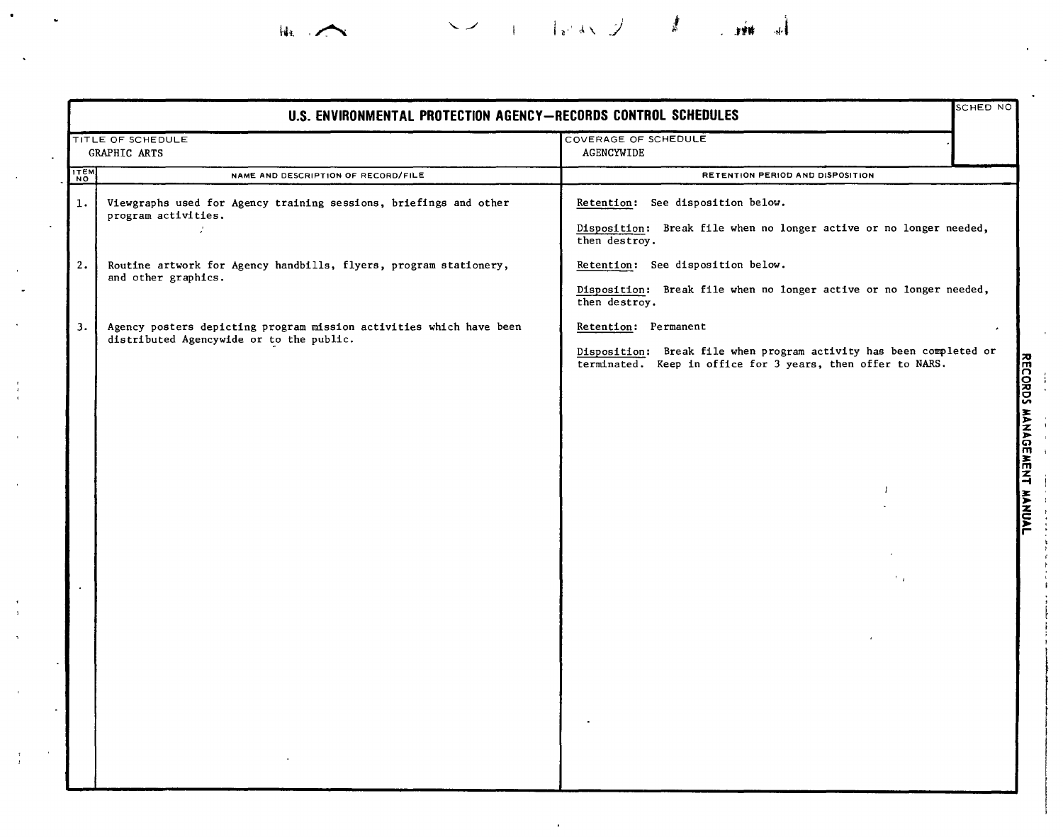# U.S. ENVIRONMENTAL PROTECTION AGENCY—RECORDS CONTROL SCHEDULES

SCHED NO

TITLE OF SCHEDULE: GRAPHIC ARTS

COVERAGE OF SCHEDULE: AGENCYWIDE

| ITEM NO | NAME AND DESCRIPTION OF RECORD/FILE | RETENTION PERIOD AND DISPOSITION |
|---|---|---|
| 1. | Viewgraphs used for Agency training sessions, briefings and other program activities. | Retention: See disposition below.<br><br>Disposition: Break file when no longer active or no longer needed, then destroy. |
| 2. | Routine artwork for Agency handbills, flyers, program stationery, and other graphics. | Retention: See disposition below.<br><br>Disposition: Break file when no longer active or no longer needed, then destroy. |
| 3. | Agency posters depicting program mission activities which have been distributed Agencywide or to the public. | Retention: Permanent<br><br>Disposition: Break file when program activity has been completed or terminated. Keep in office for 3 years, then offer to NARS. |

RECORDS MANAGEMENT MANUAL